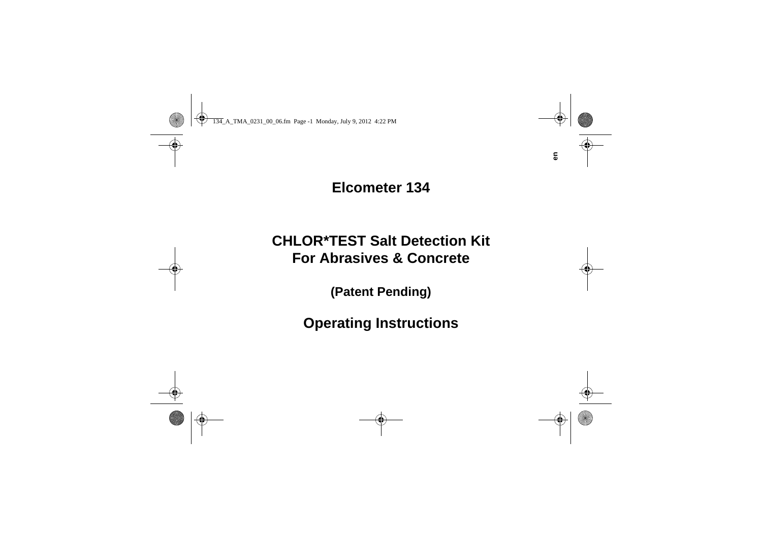# Elcometer 134

## CHLOR*TEST Salt Detection Kit For Abrasives & Concrete

**(Patent Pending)**

## Operating Instructions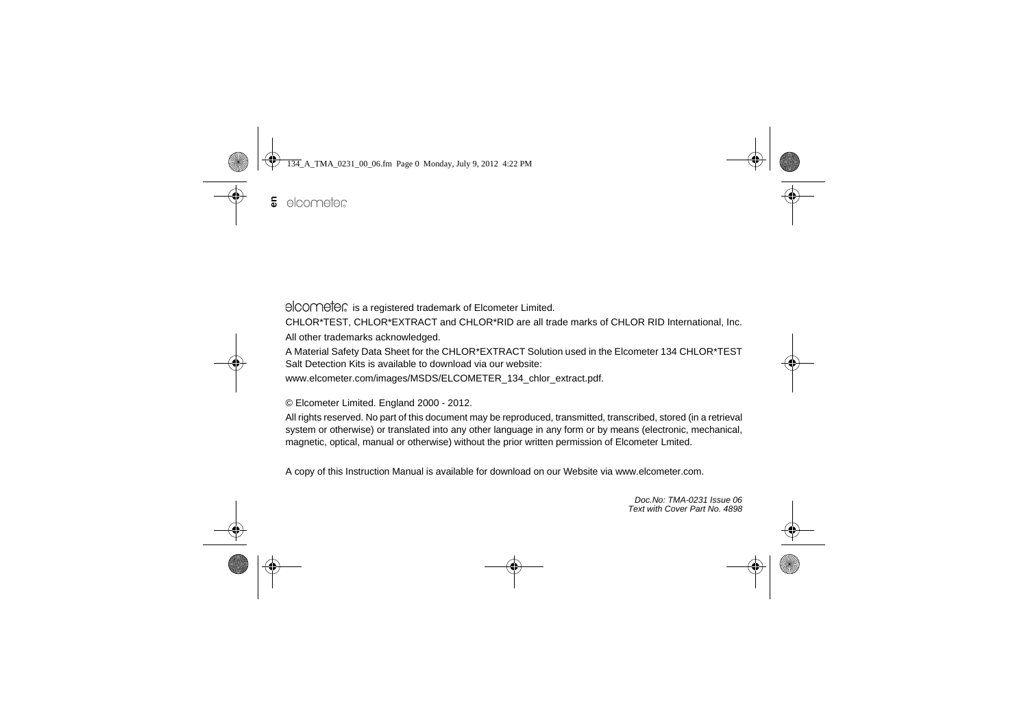elcometer is a registered trademark of Elcometer Limited.

CHLOR*TEST, CHLOR*EXTRACT and CHLOR*RID are all trade marks of CHLOR RID International, Inc.

All other trademarks acknowledged.

A Material Safety Data Sheet for the CHLOR*EXTRACT Solution used in the Elcometer 134 CHLOR*TEST Salt Detection Kits is available to download via our website:

www.elcometer.com/images/MSDS/ELCOMETER_134_chlor_extract.pdf.

© Elcometer Limited. England 2000 - 2012.

All rights reserved. No part of this document may be reproduced, transmitted, transcribed, stored (in a retrieval system or otherwise) or translated into any other language in any form or by means (electronic, mechanical, magnetic, optical, manual or otherwise) without the prior written permission of Elcometer Lmited.

A copy of this Instruction Manual is available for download on our Website via www.elcometer.com.

*Doc.No: TMA-0231 Issue 06*
*Text with Cover Part No. 4898*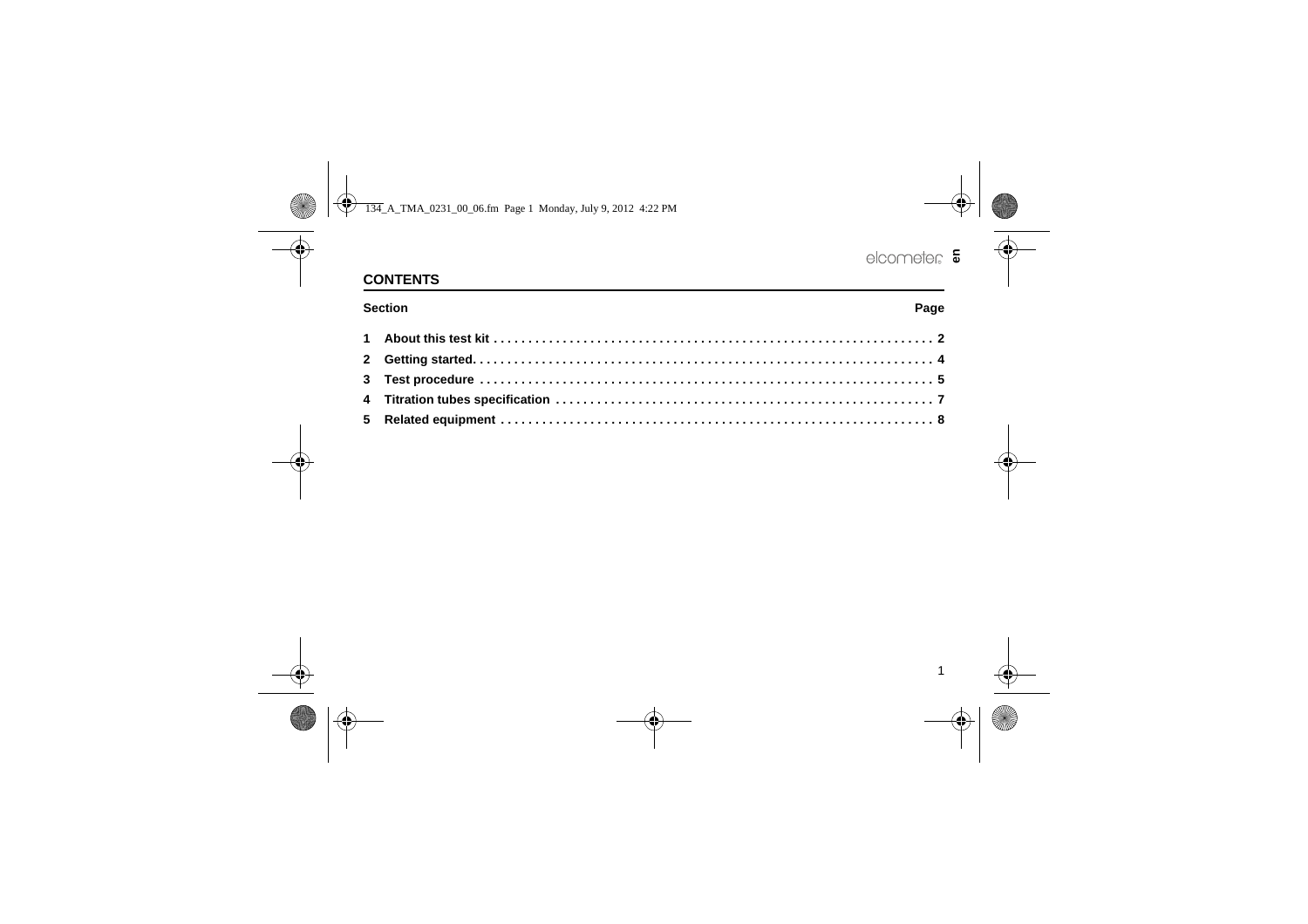## CONTENTS

| Section | | Page |
|---|---|---|
| 1 | About this test kit | 2 |
| 2 | Getting started | 4 |
| 3 | Test procedure | 5 |
| 4 | Titration tubes specification | 7 |
| 5 | Related equipment | 8 |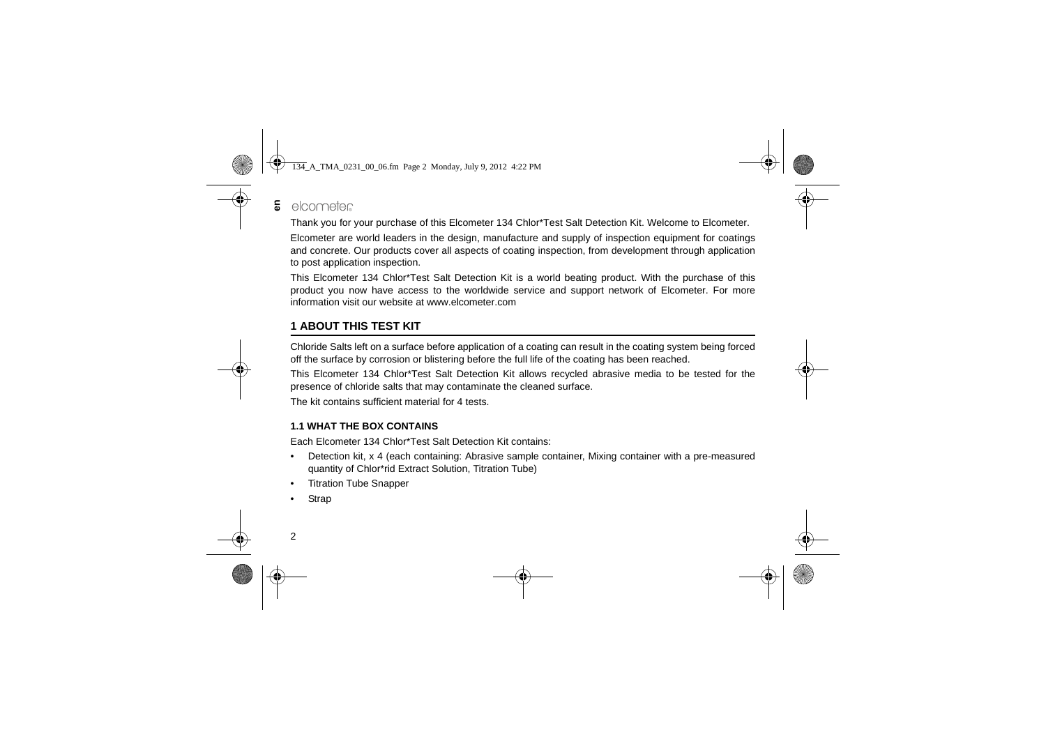Thank you for your purchase of this Elcometer 134 Chlor*Test Salt Detection Kit. Welcome to Elcometer.

Elcometer are world leaders in the design, manufacture and supply of inspection equipment for coatings and concrete. Our products cover all aspects of coating inspection, from development through application to post application inspection.

This Elcometer 134 Chlor*Test Salt Detection Kit is a world beating product. With the purchase of this product you now have access to the worldwide service and support network of Elcometer. For more information visit our website at www.elcometer.com

## 1 ABOUT THIS TEST KIT

Chloride Salts left on a surface before application of a coating can result in the coating system being forced off the surface by corrosion or blistering before the full life of the coating has been reached.

This Elcometer 134 Chlor*Test Salt Detection Kit allows recycled abrasive media to be tested for the presence of chloride salts that may contaminate the cleaned surface.

The kit contains sufficient material for 4 tests.

### 1.1 WHAT THE BOX CONTAINS

Each Elcometer 134 Chlor*Test Salt Detection Kit contains:

- Detection kit, x 4 (each containing: Abrasive sample container, Mixing container with a pre-measured quantity of Chlor*rid Extract Solution, Titration Tube)
- Titration Tube Snapper
- Strap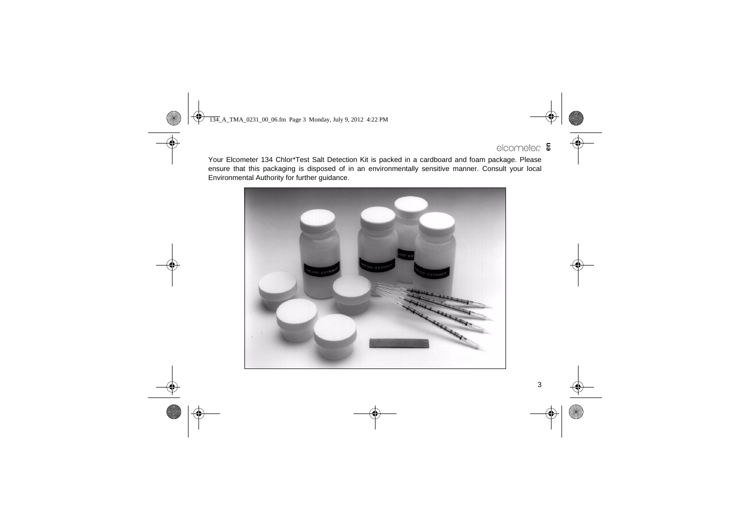Your Elcometer 134 Chlor*Test Salt Detection Kit is packed in a cardboard and foam package. Please ensure that this packaging is disposed of in an environmentally sensitive manner. Consult your local Environmental Authority for further guidance.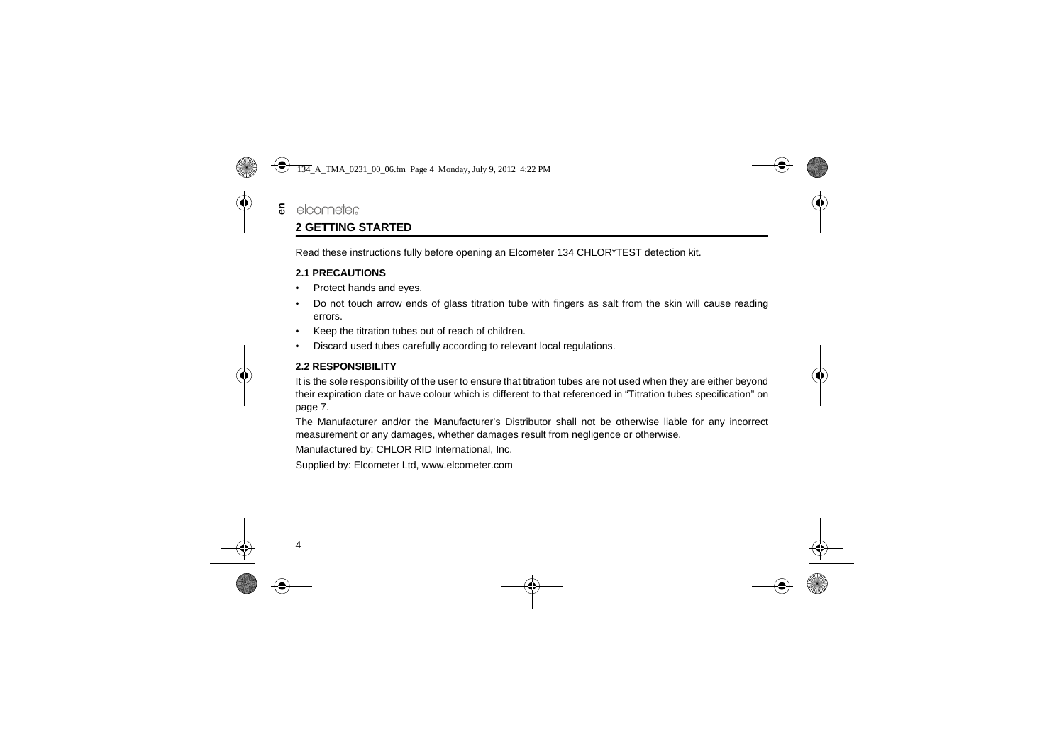## 2 GETTING STARTED

Read these instructions fully before opening an Elcometer 134 CHLOR*TEST detection kit.

### 2.1 PRECAUTIONS

- Protect hands and eyes.
- Do not touch arrow ends of glass titration tube with fingers as salt from the skin will cause reading errors.
- Keep the titration tubes out of reach of children.
- Discard used tubes carefully according to relevant local regulations.

### 2.2 RESPONSIBILITY

It is the sole responsibility of the user to ensure that titration tubes are not used when they are either beyond their expiration date or have colour which is different to that referenced in "Titration tubes specification" on page 7.

The Manufacturer and/or the Manufacturer's Distributor shall not be otherwise liable for any incorrect measurement or any damages, whether damages result from negligence or otherwise.

Manufactured by: CHLOR RID International, Inc.

Supplied by: Elcometer Ltd, www.elcometer.com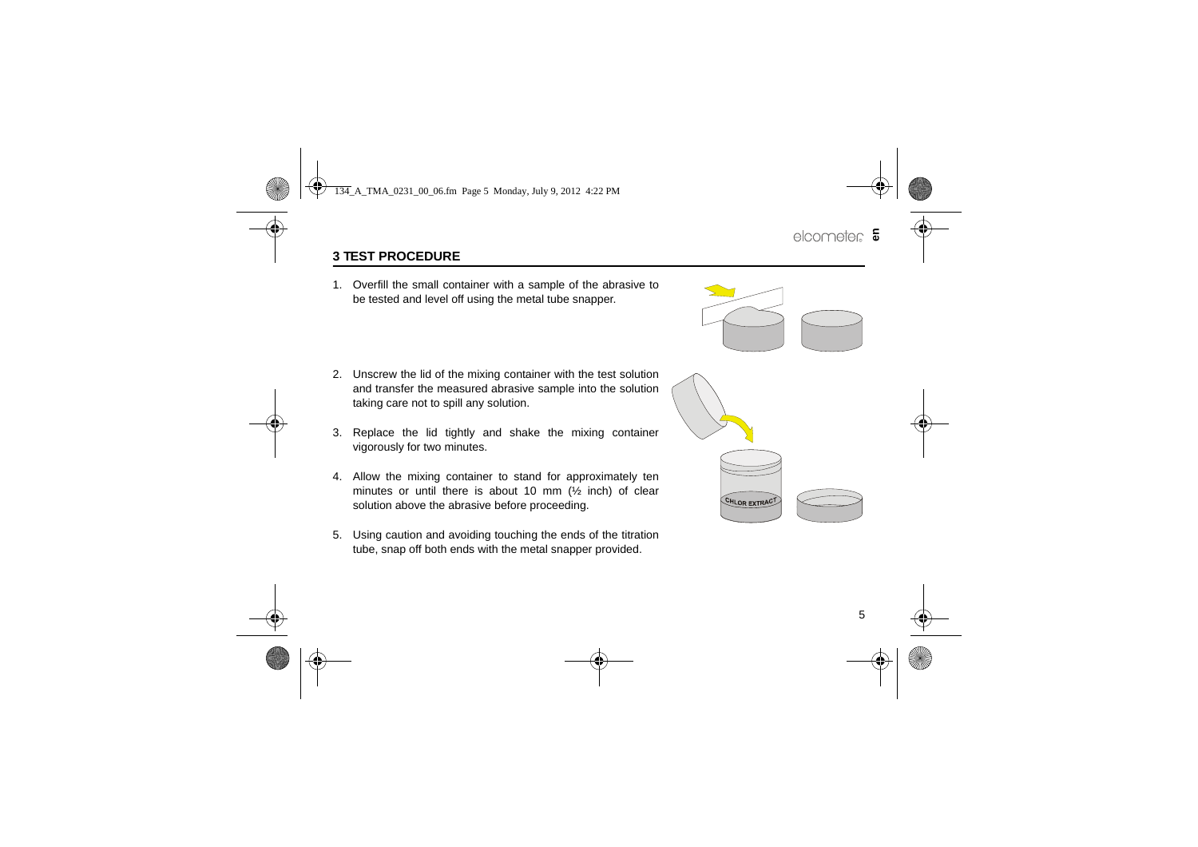## 3 TEST PROCEDURE

1. Overfill the small container with a sample of the abrasive to be tested and level off using the metal tube snapper.
2. Unscrew the lid of the mixing container with the test solution and transfer the measured abrasive sample into the solution taking care not to spill any solution.
3. Replace the lid tightly and shake the mixing container vigorously for two minutes.
4. Allow the mixing container to stand for approximately ten minutes or until there is about 10 mm (½ inch) of clear solution above the abrasive before proceeding.
5. Using caution and avoiding touching the ends of the titration tube, snap off both ends with the metal snapper provided.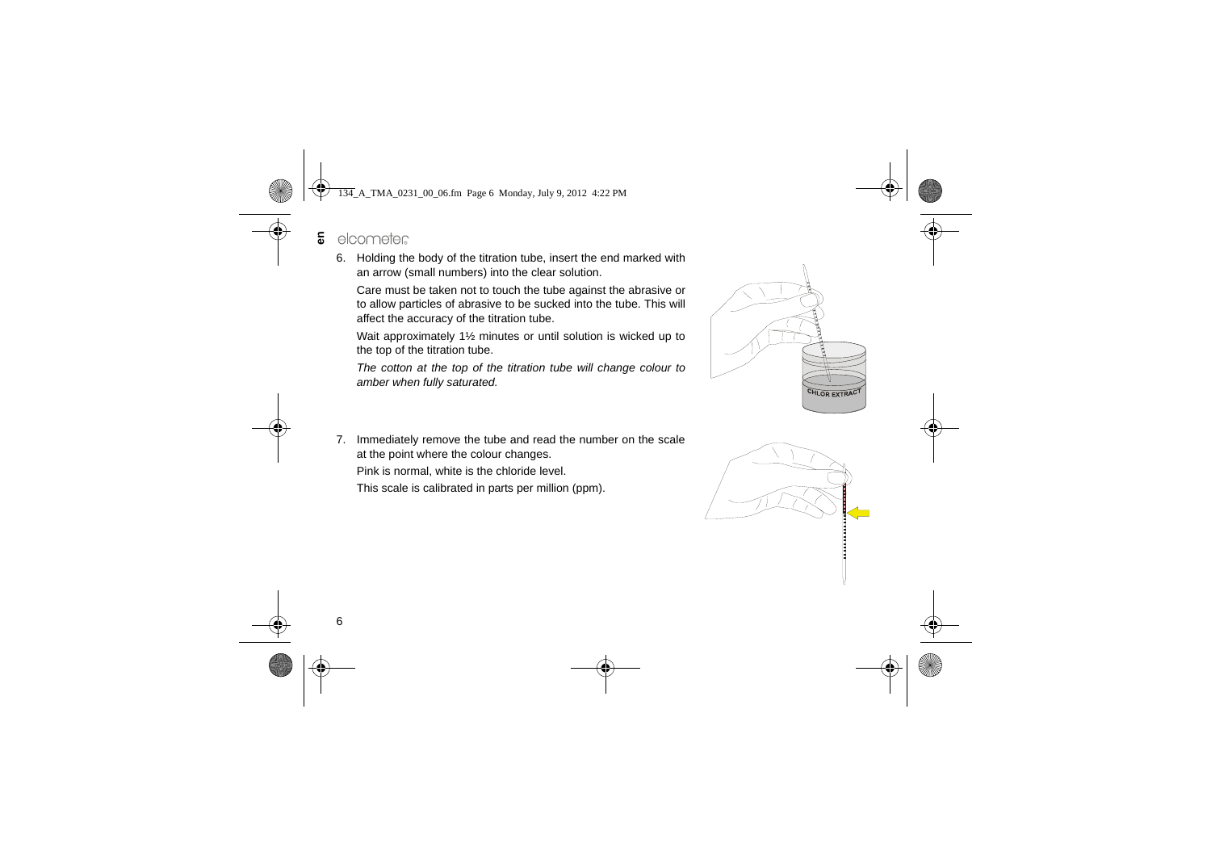6. Holding the body of the titration tube, insert the end marked with an arrow (small numbers) into the clear solution.

   Care must be taken not to touch the tube against the abrasive or to allow particles of abrasive to be sucked into the tube. This will affect the accuracy of the titration tube.

   Wait approximately 1½ minutes or until solution is wicked up to the top of the titration tube.

   *The cotton at the top of the titration tube will change colour to amber when fully saturated.*

7. Immediately remove the tube and read the number on the scale at the point where the colour changes.

   Pink is normal, white is the chloride level.

   This scale is calibrated in parts per million (ppm).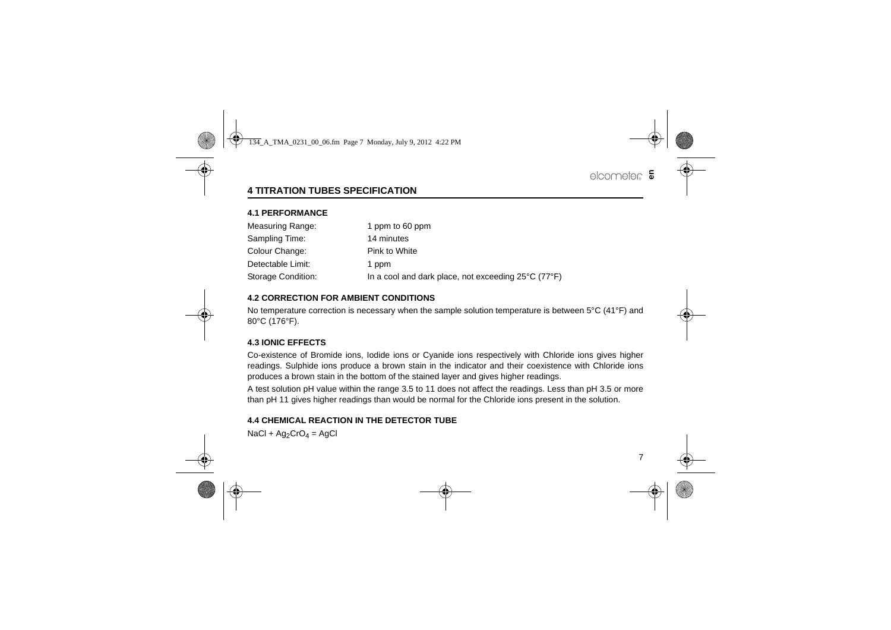## 4 TITRATION TUBES SPECIFICATION

### 4.1 PERFORMANCE

| | |
|---|---|
| Measuring Range: | 1 ppm to 60 ppm |
| Sampling Time: | 14 minutes |
| Colour Change: | Pink to White |
| Detectable Limit: | 1 ppm |
| Storage Condition: | In a cool and dark place, not exceeding 25°C (77°F) |

### 4.2 CORRECTION FOR AMBIENT CONDITIONS

No temperature correction is necessary when the sample solution temperature is between 5°C (41°F) and 80°C (176°F).

### 4.3 IONIC EFFECTS

Co-existence of Bromide ions, Iodide ions or Cyanide ions respectively with Chloride ions gives higher readings. Sulphide ions produce a brown stain in the indicator and their coexistence with Chloride ions produces a brown stain in the bottom of the stained layer and gives higher readings.

A test solution pH value within the range 3.5 to 11 does not affect the readings. Less than pH 3.5 or more than pH 11 gives higher readings than would be normal for the Chloride ions present in the solution.

### 4.4 CHEMICAL REACTION IN THE DETECTOR TUBE

$NaCl + Ag_2CrO_4 = AgCl$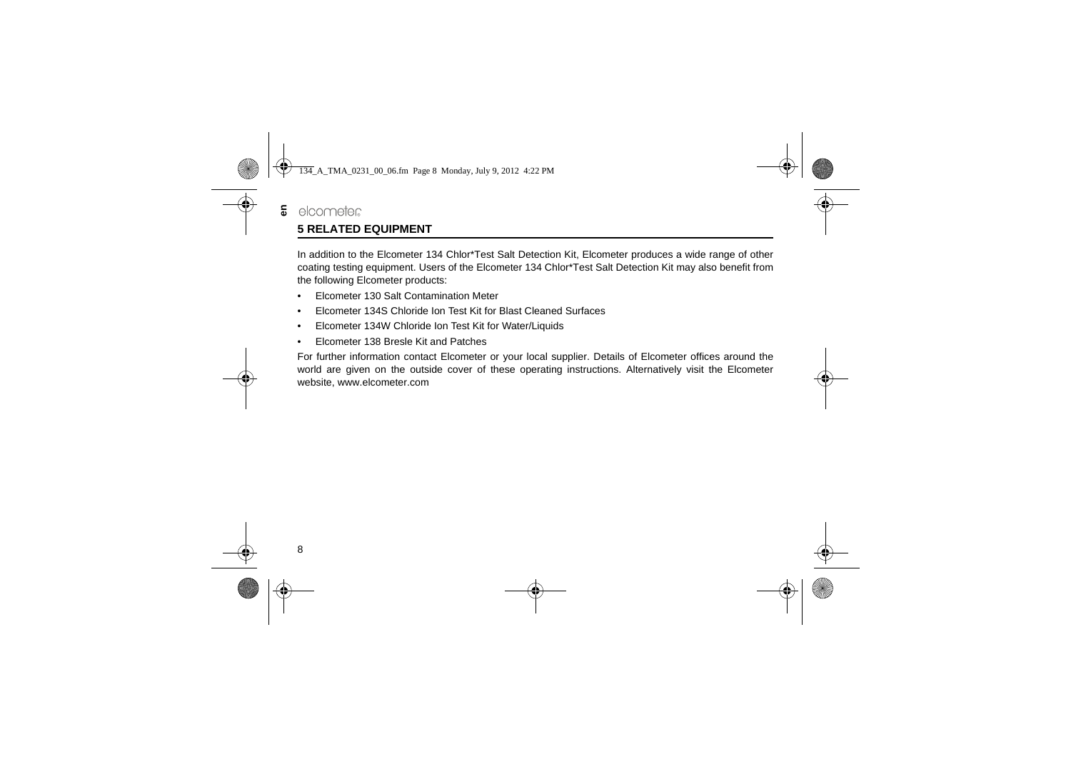## 5 RELATED EQUIPMENT

In addition to the Elcometer 134 Chlor*Test Salt Detection Kit, Elcometer produces a wide range of other coating testing equipment. Users of the Elcometer 134 Chlor*Test Salt Detection Kit may also benefit from the following Elcometer products:

- Elcometer 130 Salt Contamination Meter
- Elcometer 134S Chloride Ion Test Kit for Blast Cleaned Surfaces
- Elcometer 134W Chloride Ion Test Kit for Water/Liquids
- Elcometer 138 Bresle Kit and Patches

For further information contact Elcometer or your local supplier. Details of Elcometer offices around the world are given on the outside cover of these operating instructions. Alternatively visit the Elcometer website, www.elcometer.com